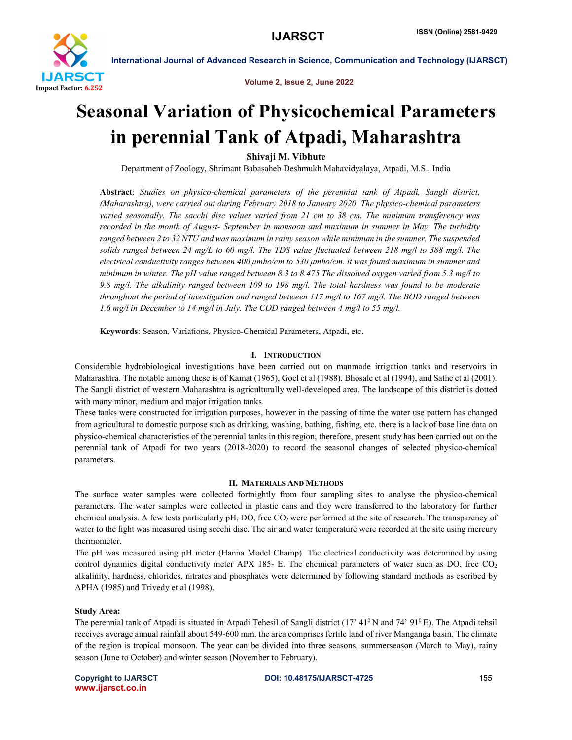# Seasonal Variation of Physicochemical Parameters in perennial Tank of Atpadi, Maharashtra

**Shivaji M. Vibhute**

Department of Zoology, Shrimant Babasaheb Deshmukh Mahavidyalaya, Atpadi, M.S., India

**Abstract**: *Studies on physico-chemical parameters of the perennial tank of Atpadi, Sangli district, (Maharashtra), were carried out during February 2018 to January 2020. The physico-chemical parameters varied seasonally. The sacchi disc values varied from 21 cm to 38 cm. The minimum transferency was recorded in the month of August- September in monsoon and maximum in summer in May. The turbidity ranged between 2 to 32 NTU and was maximum in rainy season while minimum in the summer. The suspended solids ranged between 24 mg/L to 60 mg/l. The TDS value fluctuated between 218 mg/l to 388 mg/l. The electrical conductivity ranges between 400 µmho/cm to 530 µmho/cm. it was found maximum in summer and minimum in winter. The pH value ranged between 8.3 to 8.475 The dissolved oxygen varied from 5.3 mg/l to 9.8 mg/l. The alkalinity ranged between 109 to 198 mg/l. The total hardness was found to be moderate throughout the period of investigation and ranged between 117 mg/l to 167 mg/l. The BOD ranged between 1.6 mg/l in December to 14 mg/l in July. The COD ranged between 4 mg/l to 55 mg/l.*

**Keywords**: Season, Variations, Physico-Chemical Parameters, Atpadi, etc.

## I. Introduction

Considerable hydrobiological investigations have been carried out on manmade irrigation tanks and reservoirs in Maharashtra. The notable among these is of Kamat (1965), Goel et al (1988), Bhosale et al (1994), and Sathe et al (2001). The Sangli district of western Maharashtra is agriculturally well-developed area. The landscape of this district is dotted with many minor, medium and major irrigation tanks.

These tanks were constructed for irrigation purposes, however in the passing of time the water use pattern has changed from agricultural to domestic purpose such as drinking, washing, bathing, fishing, etc. there is a lack of base line data on physico-chemical characteristics of the perennial tanks in this region, therefore, present study has been carried out on the perennial tank of Atpadi for two years (2018-2020) to record the seasonal changes of selected physico-chemical parameters.

## II. Materials And Methods

The surface water samples were collected fortnightly from four sampling sites to analyse the physico-chemical parameters. The water samples were collected in plastic cans and they were transferred to the laboratory for further chemical analysis. A few tests particularly pH, DO, free $CO_2$ were performed at the site of research. The transparency of water to the light was measured using secchi disc. The air and water temperature were recorded at the site using mercury thermometer.

The pH was measured using pH meter (Hanna Model Champ). The electrical conductivity was determined by using control dynamics digital conductivity meter APX 185- E. The chemical parameters of water such as DO, free $CO_2$ alkalinity, hardness, chlorides, nitrates and phosphates were determined by following standard methods as escribed by APHA (1985) and Trivedy et al (1998).

### Study Area:

The perennial tank of Atpadi is situated in Atpadi Tehesil of Sangli district (17' $41^0$ N and 74' $91^0$ E). The Atpadi tehsil receives average annual rainfall about 549-600 mm. the area comprises fertile land of river Manganga basin. The climate of the region is tropical monsoon. The year can be divided into three seasons, summerseason (March to May), rainy season (June to October) and winter season (November to February).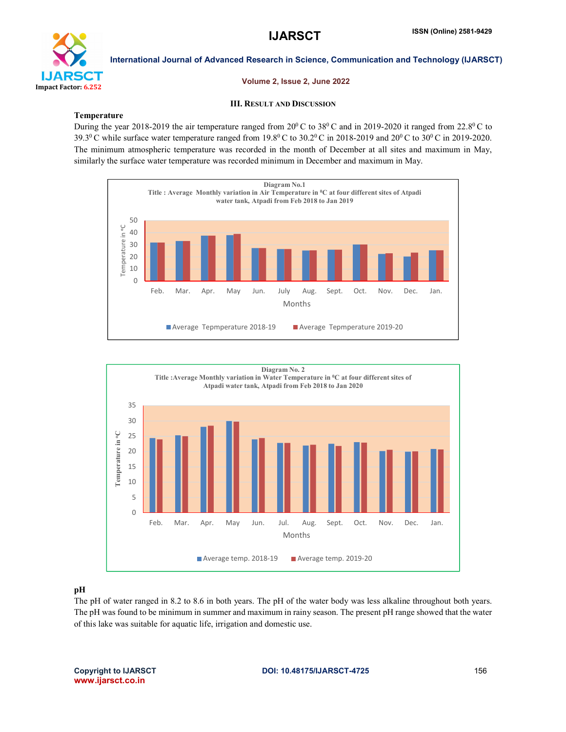## III. Result and Discussion

### Temperature

During the year 2018-2019 the air temperature ranged from $20^0$ C to $38^0$ C and in 2019-2020 it ranged from $22.8^0$ C to $39.3^0$ C while surface water temperature ranged from $19.8^0$ C to $30.2^0$ C in 2018-2019 and $20^0$ C to $30^0$ C in 2019-2020. The minimum atmospheric temperature was recorded in the month of December at all sites and maximum in May, similarly the surface water temperature was recorded minimum in December and maximum in May.

Diagram No.1

Title : Average Monthly variation in Air Temperature in $^0$C at four different sites of Atpadi water tank, Atpadi from Feb 2018 to Jan 2019

Diagram No. 2

Title :Average Monthly variation in Water Temperature in $^0$C at four different sites of Atpadi water tank, Atpadi from Feb 2018 to Jan 2020

### pH

The pH of water ranged in 8.2 to 8.6 in both years. The pH of the water body was less alkaline throughout both years. The pH was found to be minimum in summer and maximum in rainy season. The present pH range showed that the water of this lake was suitable for aquatic life, irrigation and domestic use.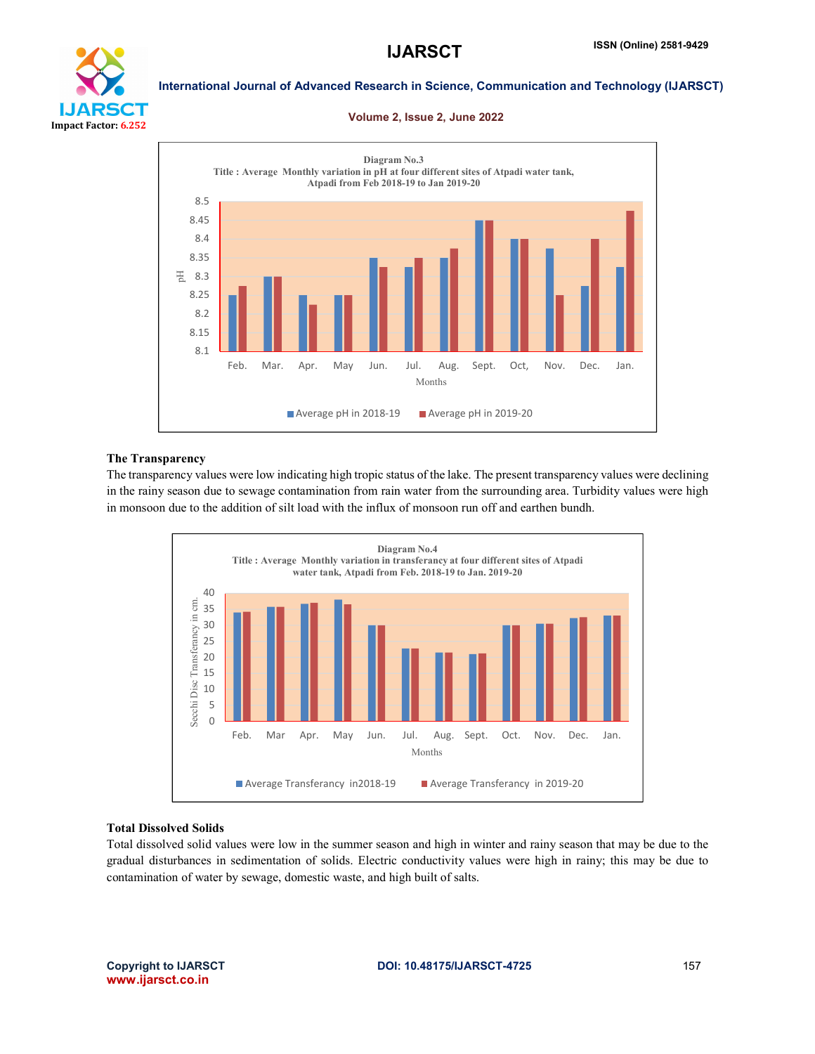Diagram No.3

Title : Average Monthly variation in pH at four different sites of Atpadi water tank, Atpadi from Feb 2018-19 to Jan 2019-20

Diagram No.4

Title : Average Monthly variation in transferancy at four different sites of Atpadi water tank, Atpadi from Feb. 2018-19 to Jan. 2019-20

### The Transparency

The transparency values were low indicating high tropic status of the lake. The present transparency values were declining in the rainy season due to sewage contamination from rain water from the surrounding area. Turbidity values were high in monsoon due to the addition of silt load with the influx of monsoon run off and earthen bundh.

### Total Dissolved Solids

Total dissolved solid values were low in the summer season and high in winter and rainy season that may be due to the gradual disturbances in sedimentation of solids. Electric conductivity values were high in rainy; this may be due to contamination of water by sewage, domestic waste, and high built of salts.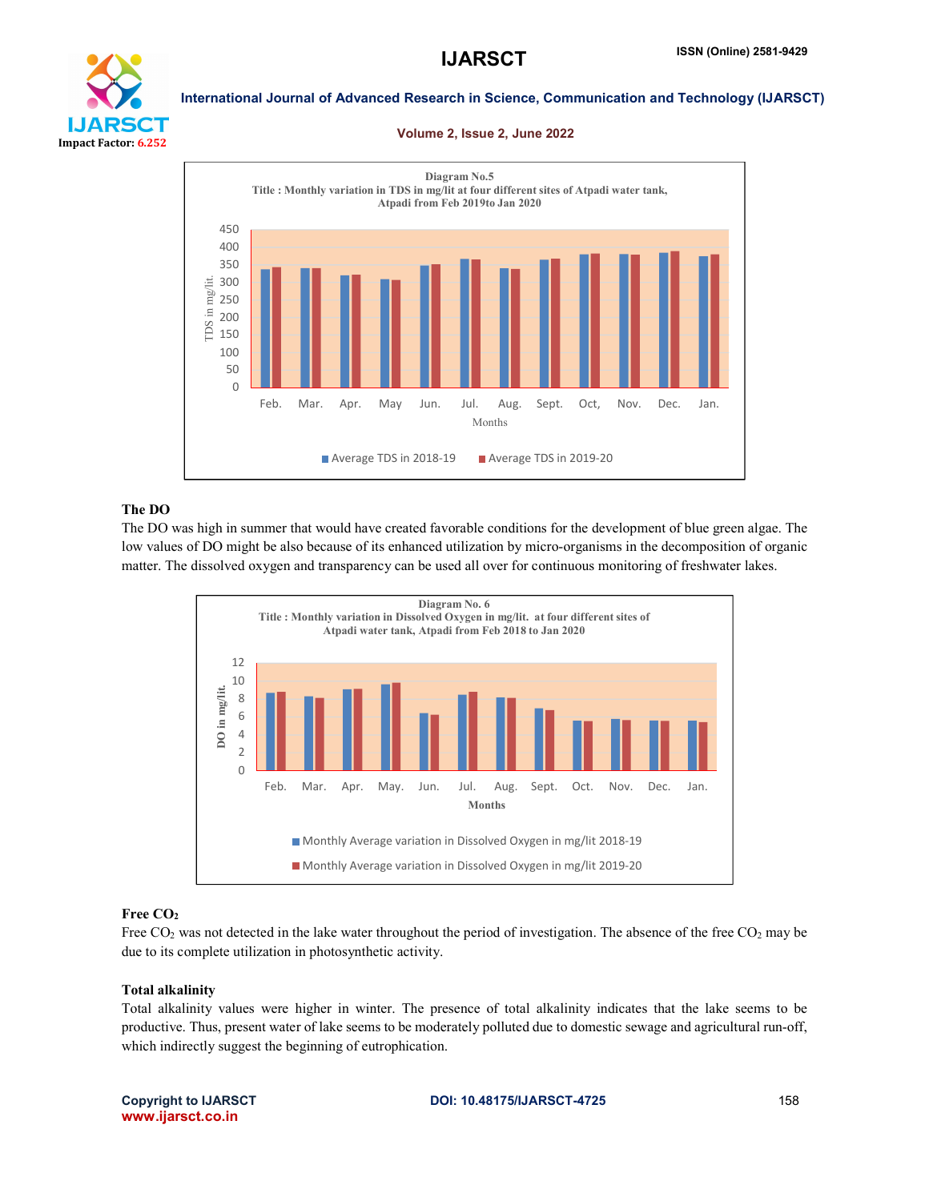Diagram No.5

Title : Monthly variation in TDS in mg/lit at four different sites of Atpadi water tank, Atpadi from Feb 2019to Jan 2020

### The DO

The DO was high in summer that would have created favorable conditions for the development of blue green algae. The low values of DO might be also because of its enhanced utilization by micro-organisms in the decomposition of organic matter. The dissolved oxygen and transparency can be used all over for continuous monitoring of freshwater lakes.

Diagram No. 6

Title : Monthly variation in Dissolved Oxygen in mg/lit. at four different sites of Atpadi water tank, Atpadi from Feb 2018 to Jan 2020

### Free $CO_2$

Free $CO_2$ was not detected in the lake water throughout the period of investigation. The absence of the free $CO_2$ may be due to its complete utilization in photosynthetic activity.

### Total alkalinity

Total alkalinity values were higher in winter. The presence of total alkalinity indicates that the lake seems to be productive. Thus, present water of lake seems to be moderately polluted due to domestic sewage and agricultural run-off, which indirectly suggest the beginning of eutrophication.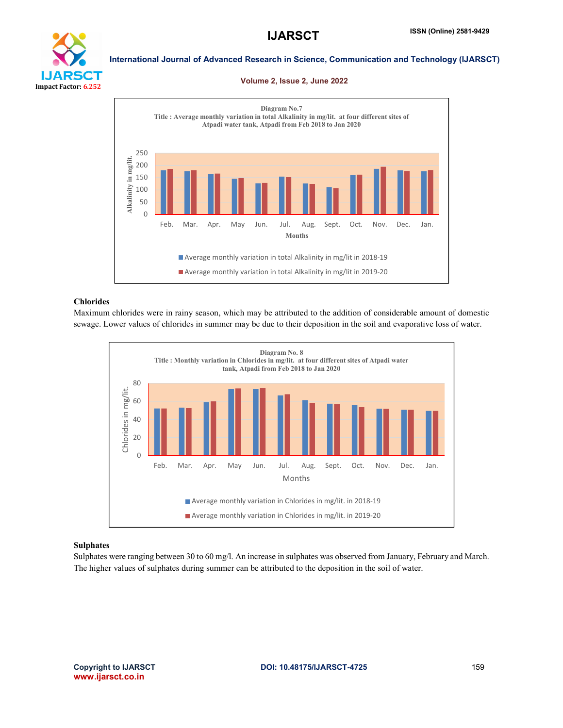**Diagram No.7**

**Title : Average monthly variation in total Alkalinity in mg/lit. at four different sites of Atpadi water tank, Atpadi from Feb 2018 to Jan 2020**

Chlorides

Maximum chlorides were in rainy season, which may be attributed to the addition of considerable amount of domestic sewage. Lower values of chlorides in summer may be due to their deposition in the soil and evaporative loss of water.

**Diagram No. 8**

**Title : Monthly variation in Chlorides in mg/lit. at four different sites of Atpadi water tank, Atpadi from Feb 2018 to Jan 2020**

Sulphates

Sulphates were ranging between 30 to 60 mg/l. An increase in sulphates was observed from January, February and March. The higher values of sulphates during summer can be attributed to the deposition in the soil of water.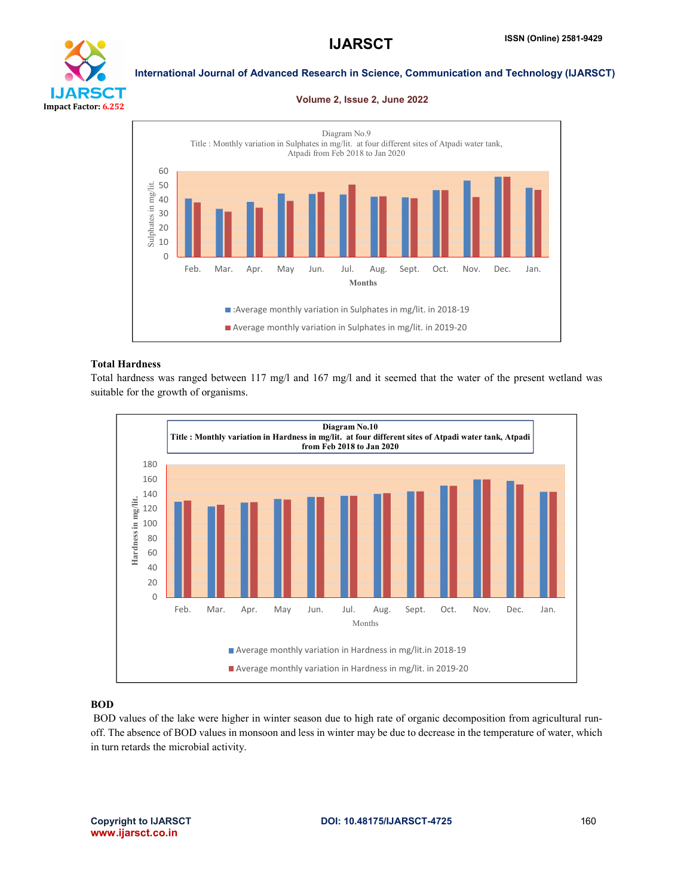Diagram No.9

Title : Monthly variation in Sulphates in mg/lit. at four different sites of Atpadi water tank, Atpadi from Feb 2018 to Jan 2020

### Total Hardness

Total hardness was ranged between 117 mg/l and 167 mg/l and it seemed that the water of the present wetland was suitable for the growth of organisms.

**Diagram No.10**

**Title : Monthly variation in Hardness in mg/lit. at four different sites of Atpadi water tank, Atpadi from Feb 2018 to Jan 2020**

### BOD

BOD values of the lake were higher in winter season due to high rate of organic decomposition from agricultural run-off. The absence of BOD values in monsoon and less in winter may be due to decrease in the temperature of water, which in turn retards the microbial activity.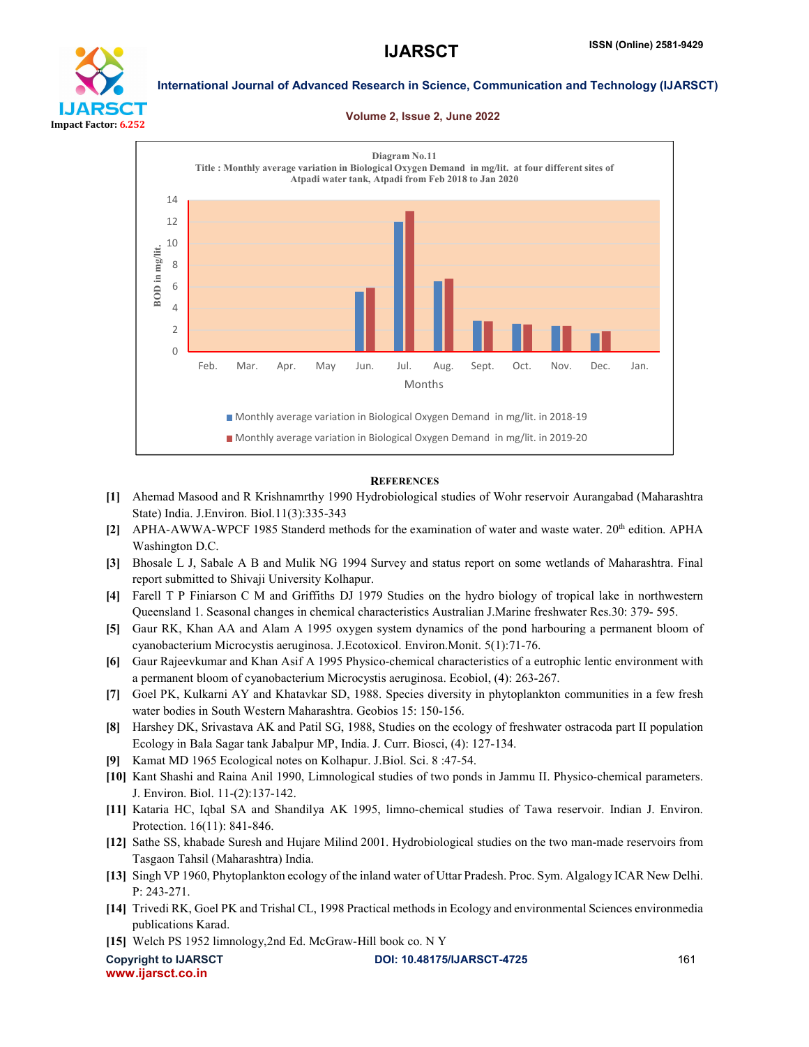Diagram No.11

Title : Monthly average variation in Biological Oxygen Demand in mg/lit. at four different sites of Atpadi water tank, Atpadi from Feb 2018 to Jan 2020

14
12
10
8
6
4
2
0

BOD in mg/lit.

Feb. Mar. Apr. May Jun. Jul. Aug. Sept. Oct. Nov. Dec. Jan.

Months

Monthly average variation in Biological Oxygen Demand in mg/lit. in 2018-19

Monthly average variation in Biological Oxygen Demand in mg/lit. in 2019-20

## REFERENCES

[1] Ahemad Masood and R Krishnamrthy 1990 Hydrobiological studies of Wohr reservoir Aurangabad (Maharashtra State) India. J.Environ. Biol.11(3):335-343

[2] APHA-AWWA-WPCF 1985 Standerd methods for the examination of water and waste water. 20th edition. APHA Washington D.C.

[3] Bhosale L J, Sabale A B and Mulik NG 1994 Survey and status report on some wetlands of Maharashtra. Final report submitted to Shivaji University Kolhapur.

[4] Farell T P Finiarson C M and Griffiths DJ 1979 Studies on the hydro biology of tropical lake in northwestern Queensland 1. Seasonal changes in chemical characteristics Australian J.Marine freshwater Res.30: 379- 595.

[5] Gaur RK, Khan AA and Alam A 1995 oxygen system dynamics of the pond harbouring a permanent bloom of cyanobacterium Microcystis aeruginosa. J.Ecotoxicol. Environ.Monit. 5(1):71-76.

[6] Gaur Rajeevkumar and Khan Asif A 1995 Physico-chemical characteristics of a eutrophic lentic environment with a permanent bloom of cyanobacterium Microcystis aeruginosa. Ecobiol, (4): 263-267.

[7] Goel PK, Kulkarni AY and Khatavkar SD, 1988. Species diversity in phytoplankton communities in a few fresh water bodies in South Western Maharashtra. Geobios 15: 150-156.

[8] Harshey DK, Srivastava AK and Patil SG, 1988, Studies on the ecology of freshwater ostracoda part II population Ecology in Bala Sagar tank Jabalpur MP, India. J. Curr. Biosci, (4): 127-134.

[9] Kamat MD 1965 Ecological notes on Kolhapur. J.Biol. Sci. 8 :47-54.

[10] Kant Shashi and Raina Anil 1990, Limnological studies of two ponds in Jammu II. Physico-chemical parameters. J. Environ. Biol. 11-(2):137-142.

[11] Kataria HC, Iqbal SA and Shandilya AK 1995, limno-chemical studies of Tawa reservoir. Indian J. Environ. Protection. 16(11): 841-846.

[12] Sathe SS, khabade Suresh and Hujare Milind 2001. Hydrobiological studies on the two man-made reservoirs from Tasgaon Tahsil (Maharashtra) India.

[13] Singh VP 1960, Phytoplankton ecology of the inland water of Uttar Pradesh. Proc. Sym. Algalogy ICAR New Delhi. P: 243-271.

[14] Trivedi RK, Goel PK and Trishal CL, 1998 Practical methods in Ecology and environmental Sciences environmedia publications Karad.

[15] Welch PS 1952 limnology,2nd Ed. McGraw-Hill book co. N Y